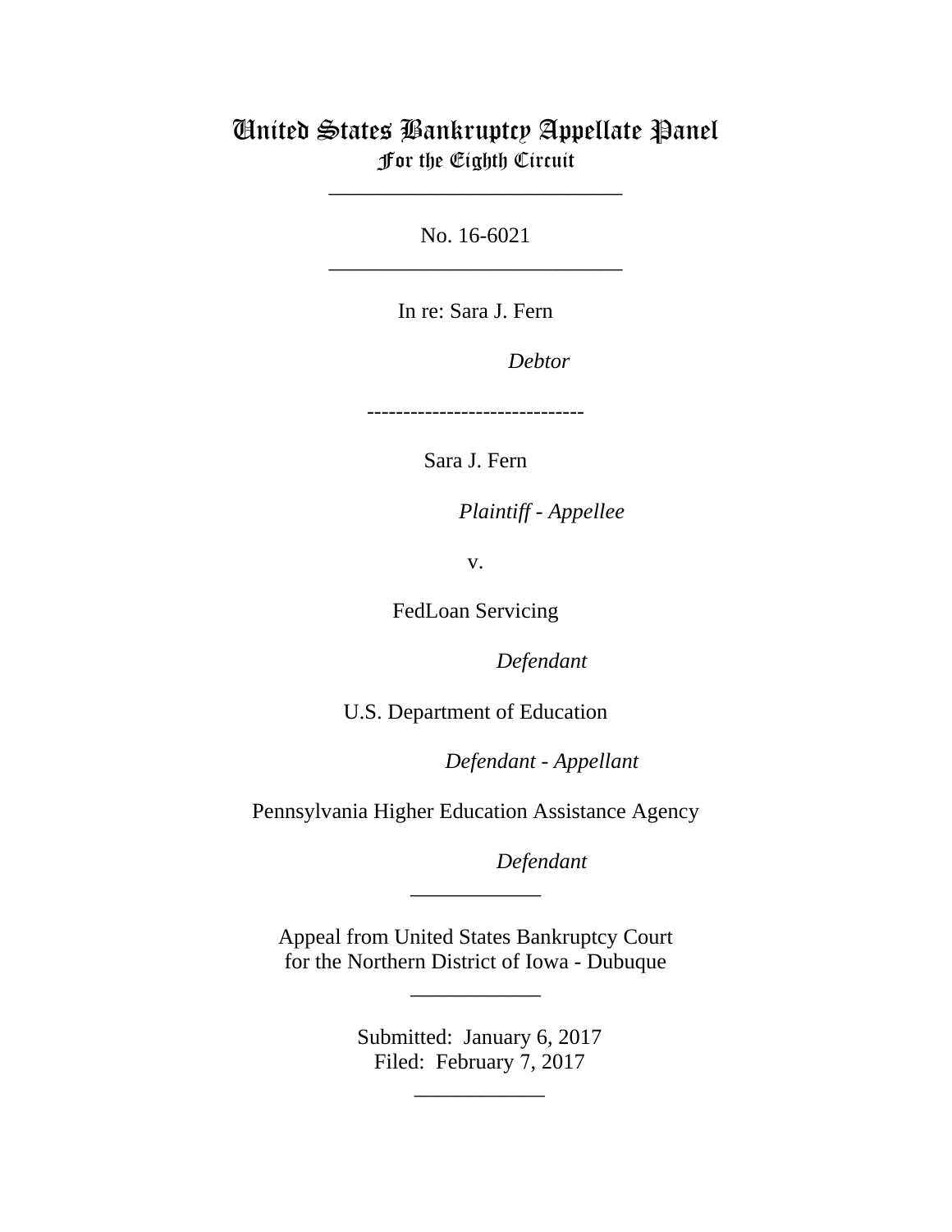# United States Bankruptcy Appellate Panel
## For the Eighth Circuit

___________________________

No. 16-6021

___________________________

In re: Sara J. Fern

*Debtor*

------------------------------

Sara J. Fern

*Plaintiff - Appellee*

v.

FedLoan Servicing

*Defendant*

U.S. Department of Education

*Defendant - Appellant*

Pennsylvania Higher Education Assistance Agency

*Defendant*

____________

Appeal from United States Bankruptcy Court
for the Northern District of Iowa - Dubuque

____________

Submitted: January 6, 2017
Filed: February 7, 2017

____________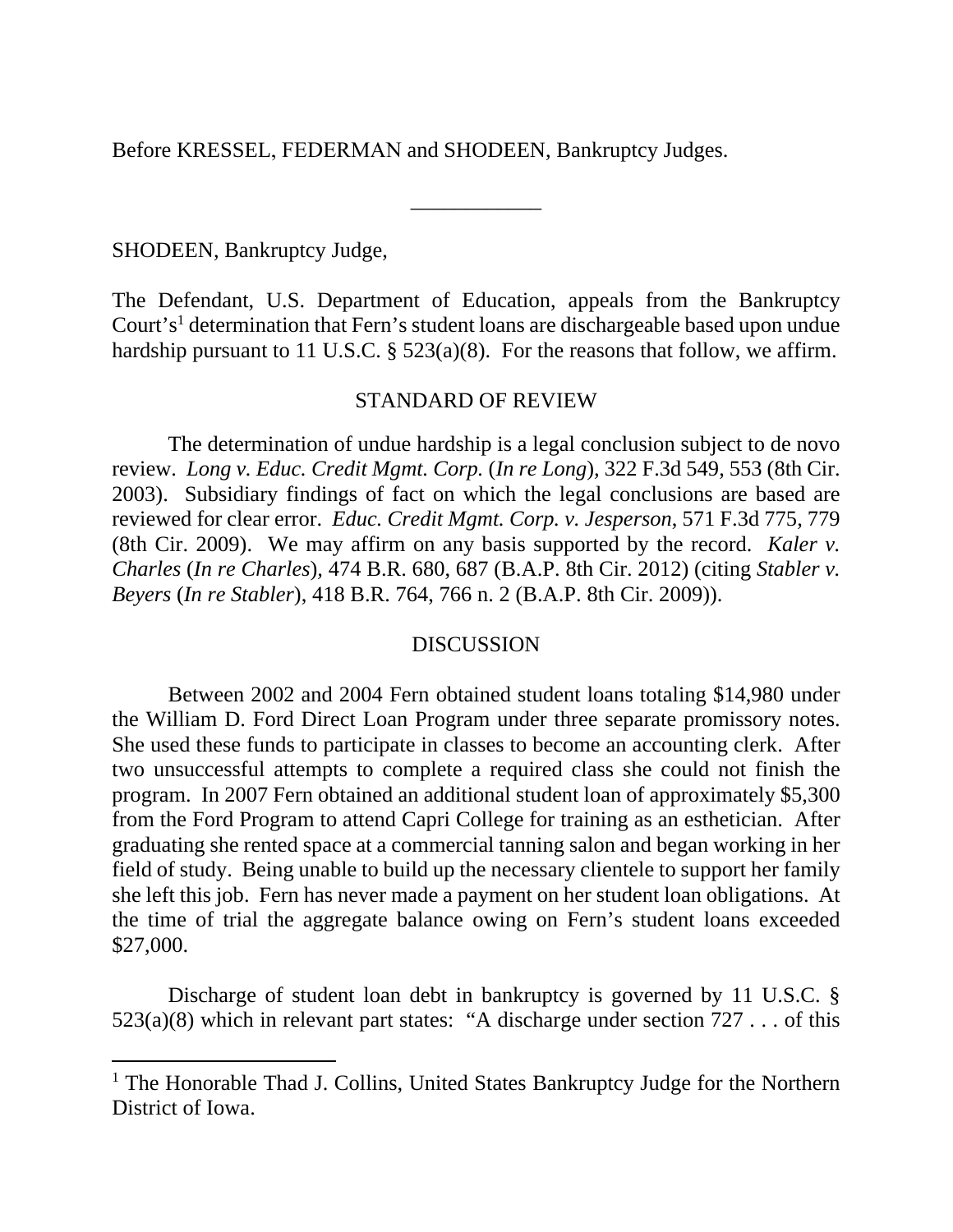Before KRESSEL, FEDERMAN and SHODEEN, Bankruptcy Judges.

____________

SHODEEN, Bankruptcy Judge,

The Defendant, U.S. Department of Education, appeals from the Bankruptcy Court's[1] determination that Fern's student loans are dischargeable based upon undue hardship pursuant to 11 U.S.C. § 523(a)(8). For the reasons that follow, we affirm.

## STANDARD OF REVIEW

The determination of undue hardship is a legal conclusion subject to de novo review. *Long v. Educ. Credit Mgmt. Corp.* (*In re Long*), 322 F.3d 549, 553 (8th Cir. 2003). Subsidiary findings of fact on which the legal conclusions are based are reviewed for clear error. *Educ. Credit Mgmt. Corp. v. Jesperson*, 571 F.3d 775, 779 (8th Cir. 2009). We may affirm on any basis supported by the record. *Kaler v. Charles* (*In re Charles*), 474 B.R. 680, 687 (B.A.P. 8th Cir. 2012) (citing *Stabler v. Beyers* (*In re Stabler*), 418 B.R. 764, 766 n. 2 (B.A.P. 8th Cir. 2009)).

## DISCUSSION

Between 2002 and 2004 Fern obtained student loans totaling $14,980 under the William D. Ford Direct Loan Program under three separate promissory notes. She used these funds to participate in classes to become an accounting clerk. After two unsuccessful attempts to complete a required class she could not finish the program. In 2007 Fern obtained an additional student loan of approximately $5,300 from the Ford Program to attend Capri College for training as an esthetician. After graduating she rented space at a commercial tanning salon and began working in her field of study. Being unable to build up the necessary clientele to support her family she left this job. Fern has never made a payment on her student loan obligations. At the time of trial the aggregate balance owing on Fern's student loans exceeded $27,000.

Discharge of student loan debt in bankruptcy is governed by 11 U.S.C. § 523(a)(8) which in relevant part states: "A discharge under section 727 . . . of this

[1] The Honorable Thad J. Collins, United States Bankruptcy Judge for the Northern District of Iowa.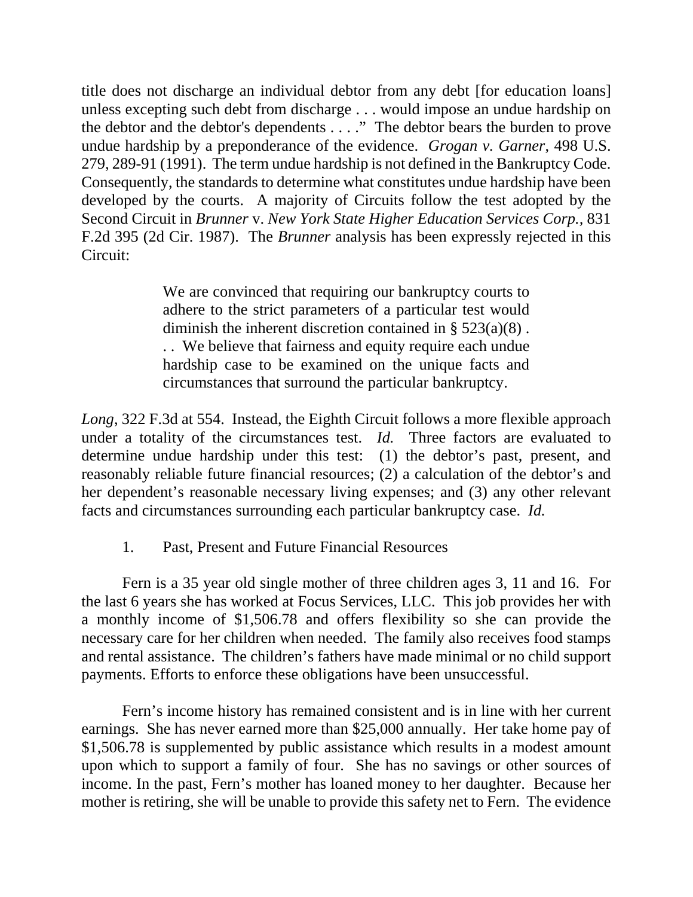title does not discharge an individual debtor from any debt [for education loans] unless excepting such debt from discharge . . . would impose an undue hardship on the debtor and the debtor's dependents . . . ." The debtor bears the burden to prove undue hardship by a preponderance of the evidence. *Grogan v. Garner*, 498 U.S. 279, 289-91 (1991). The term undue hardship is not defined in the Bankruptcy Code. Consequently, the standards to determine what constitutes undue hardship have been developed by the courts. A majority of Circuits follow the test adopted by the Second Circuit in *Brunner* v. *New York State Higher Education Services Corp.*, 831 F.2d 395 (2d Cir. 1987). The *Brunner* analysis has been expressly rejected in this Circuit:

> We are convinced that requiring our bankruptcy courts to adhere to the strict parameters of a particular test would diminish the inherent discretion contained in § 523(a)(8) . . . We believe that fairness and equity require each undue hardship case to be examined on the unique facts and circumstances that surround the particular bankruptcy.

*Long*, 322 F.3d at 554. Instead, the Eighth Circuit follows a more flexible approach under a totality of the circumstances test. *Id.* Three factors are evaluated to determine undue hardship under this test: (1) the debtor's past, present, and reasonably reliable future financial resources; (2) a calculation of the debtor's and her dependent's reasonable necessary living expenses; and (3) any other relevant facts and circumstances surrounding each particular bankruptcy case. *Id.*

1. Past, Present and Future Financial Resources

Fern is a 35 year old single mother of three children ages 3, 11 and 16. For the last 6 years she has worked at Focus Services, LLC. This job provides her with a monthly income of $1,506.78 and offers flexibility so she can provide the necessary care for her children when needed. The family also receives food stamps and rental assistance. The children's fathers have made minimal or no child support payments. Efforts to enforce these obligations have been unsuccessful.

Fern's income history has remained consistent and is in line with her current earnings. She has never earned more than $25,000 annually. Her take home pay of $1,506.78 is supplemented by public assistance which results in a modest amount upon which to support a family of four. She has no savings or other sources of income. In the past, Fern's mother has loaned money to her daughter. Because her mother is retiring, she will be unable to provide this safety net to Fern. The evidence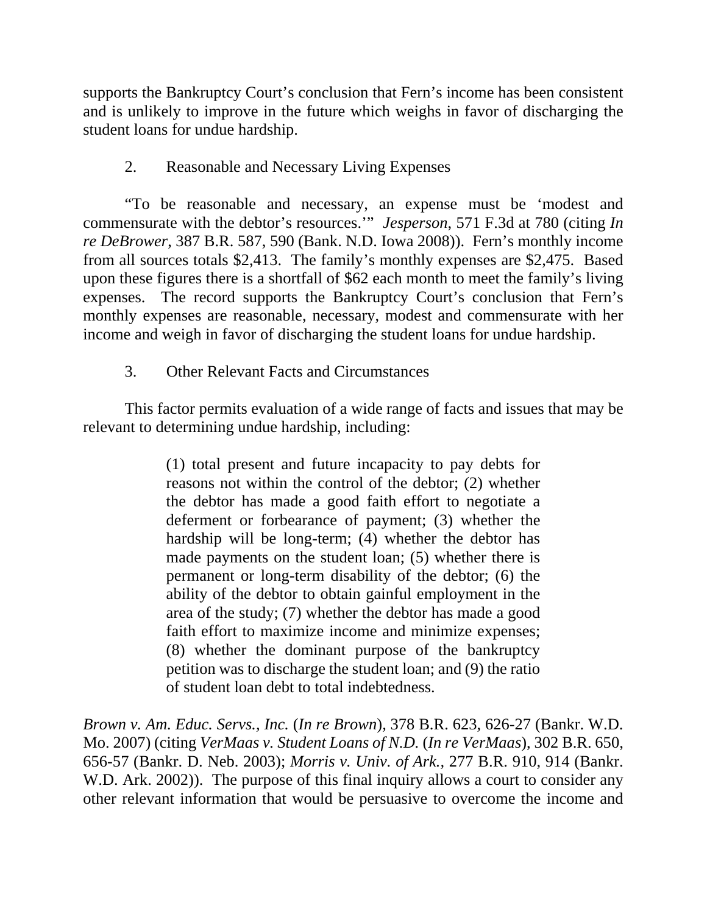supports the Bankruptcy Court's conclusion that Fern's income has been consistent and is unlikely to improve in the future which weighs in favor of discharging the student loans for undue hardship.

2. Reasonable and Necessary Living Expenses

"To be reasonable and necessary, an expense must be 'modest and commensurate with the debtor's resources.'" *Jesperson*, 571 F.3d at 780 (citing *In re DeBrower*, 387 B.R. 587, 590 (Bank. N.D. Iowa 2008)). Fern's monthly income from all sources totals $2,413. The family's monthly expenses are $2,475. Based upon these figures there is a shortfall of $62 each month to meet the family's living expenses. The record supports the Bankruptcy Court's conclusion that Fern's monthly expenses are reasonable, necessary, modest and commensurate with her income and weigh in favor of discharging the student loans for undue hardship.

3. Other Relevant Facts and Circumstances

This factor permits evaluation of a wide range of facts and issues that may be relevant to determining undue hardship, including:

> (1) total present and future incapacity to pay debts for reasons not within the control of the debtor; (2) whether the debtor has made a good faith effort to negotiate a deferment or forbearance of payment; (3) whether the hardship will be long-term; (4) whether the debtor has made payments on the student loan; (5) whether there is permanent or long-term disability of the debtor; (6) the ability of the debtor to obtain gainful employment in the area of the study; (7) whether the debtor has made a good faith effort to maximize income and minimize expenses; (8) whether the dominant purpose of the bankruptcy petition was to discharge the student loan; and (9) the ratio of student loan debt to total indebtedness.

*Brown v. Am. Educ. Servs., Inc.* (*In re Brown*), 378 B.R. 623, 626-27 (Bankr. W.D. Mo. 2007) (citing *VerMaas v. Student Loans of N.D.* (*In re VerMaas*), 302 B.R. 650, 656-57 (Bankr. D. Neb. 2003); *Morris v. Univ. of Ark.*, 277 B.R. 910, 914 (Bankr. W.D. Ark. 2002)). The purpose of this final inquiry allows a court to consider any other relevant information that would be persuasive to overcome the income and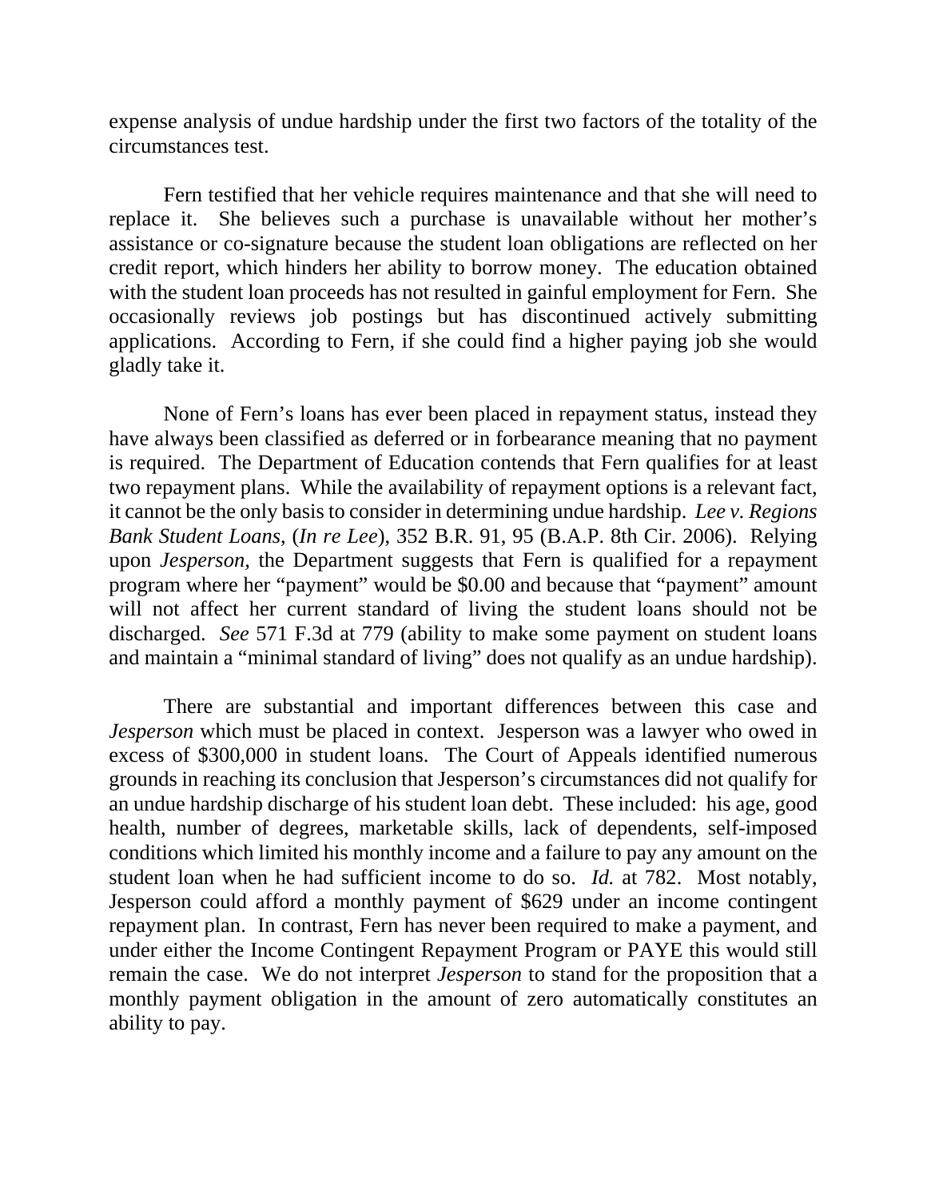expense analysis of undue hardship under the first two factors of the totality of the circumstances test.

Fern testified that her vehicle requires maintenance and that she will need to replace it. She believes such a purchase is unavailable without her mother's assistance or co-signature because the student loan obligations are reflected on her credit report, which hinders her ability to borrow money. The education obtained with the student loan proceeds has not resulted in gainful employment for Fern. She occasionally reviews job postings but has discontinued actively submitting applications. According to Fern, if she could find a higher paying job she would gladly take it.

None of Fern's loans has ever been placed in repayment status, instead they have always been classified as deferred or in forbearance meaning that no payment is required. The Department of Education contends that Fern qualifies for at least two repayment plans. While the availability of repayment options is a relevant fact, it cannot be the only basis to consider in determining undue hardship. *Lee v. Regions Bank Student Loans*, (*In re Lee*), 352 B.R. 91, 95 (B.A.P. 8th Cir. 2006). Relying upon *Jesperson*, the Department suggests that Fern is qualified for a repayment program where her "payment" would be $0.00 and because that "payment" amount will not affect her current standard of living the student loans should not be discharged. *See* 571 F.3d at 779 (ability to make some payment on student loans and maintain a "minimal standard of living" does not qualify as an undue hardship).

There are substantial and important differences between this case and *Jesperson* which must be placed in context. Jesperson was a lawyer who owed in excess of $300,000 in student loans. The Court of Appeals identified numerous grounds in reaching its conclusion that Jesperson's circumstances did not qualify for an undue hardship discharge of his student loan debt. These included: his age, good health, number of degrees, marketable skills, lack of dependents, self-imposed conditions which limited his monthly income and a failure to pay any amount on the student loan when he had sufficient income to do so. *Id.* at 782. Most notably, Jesperson could afford a monthly payment of $629 under an income contingent repayment plan. In contrast, Fern has never been required to make a payment, and under either the Income Contingent Repayment Program or PAYE this would still remain the case. We do not interpret *Jesperson* to stand for the proposition that a monthly payment obligation in the amount of zero automatically constitutes an ability to pay.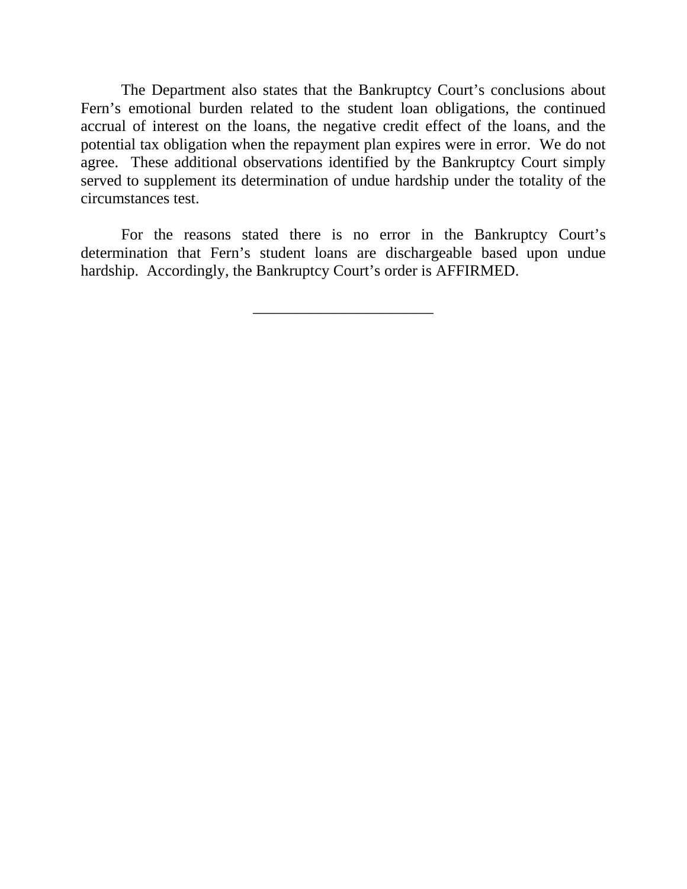The Department also states that the Bankruptcy Court's conclusions about Fern's emotional burden related to the student loan obligations, the continued accrual of interest on the loans, the negative credit effect of the loans, and the potential tax obligation when the repayment plan expires were in error. We do not agree. These additional observations identified by the Bankruptcy Court simply served to supplement its determination of undue hardship under the totality of the circumstances test.

For the reasons stated there is no error in the Bankruptcy Court's determination that Fern's student loans are dischargeable based upon undue hardship. Accordingly, the Bankruptcy Court's order is AFFIRMED.

\_\_\_\_\_\_\_\_\_\_\_\_\_\_\_\_\_\_\_\_\_\_\_\_